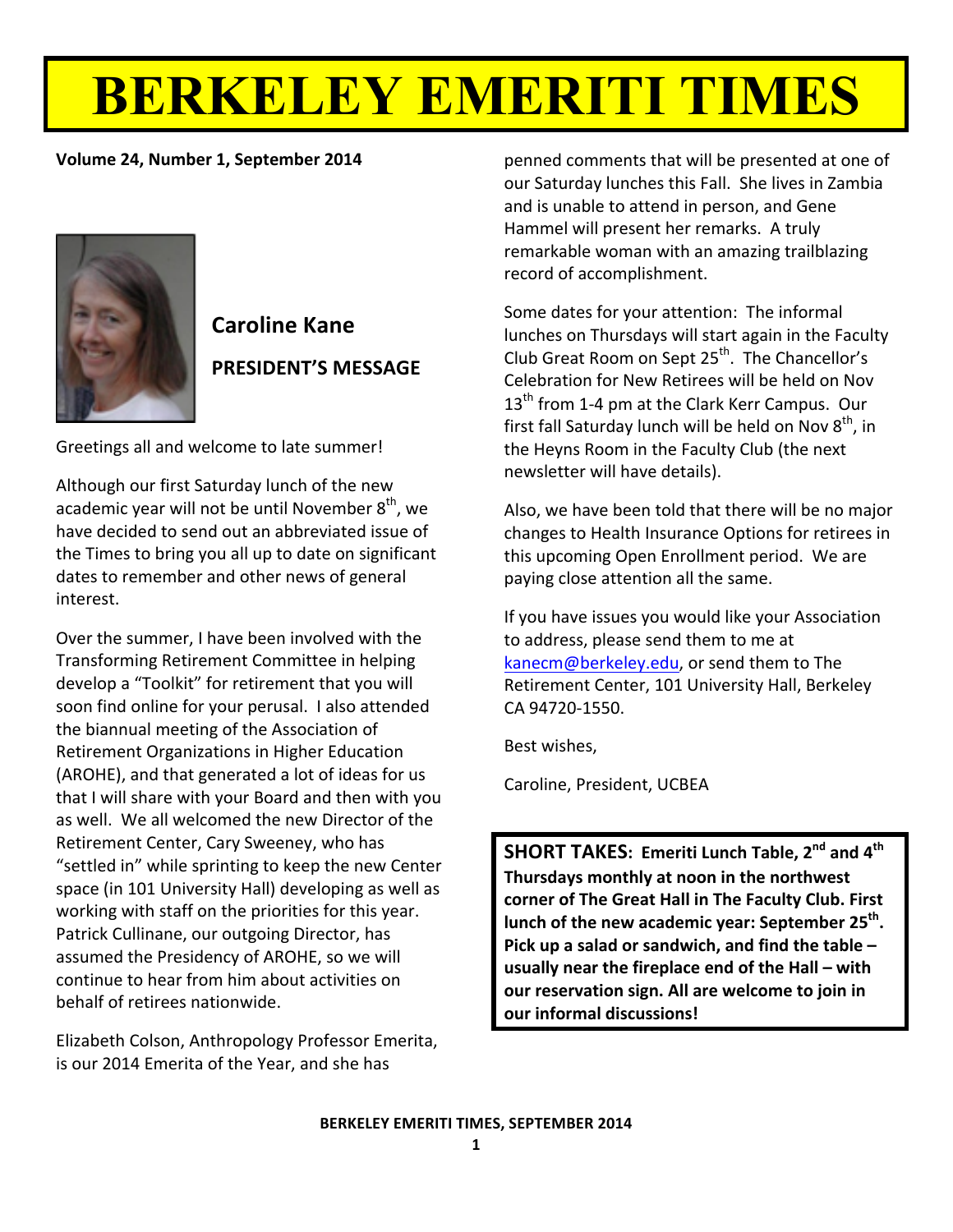# BERKELEY EMERITI TIMES

**Volume 24, Number 1, September 2014**

## Caroline Kane

### PRESIDENT'S MESSAGE

Greetings all and welcome to late summer!

Although our first Saturday lunch of the new academic year will not be until November 8th, we have decided to send out an abbreviated issue of the Times to bring you all up to date on significant dates to remember and other news of general interest.

Over the summer, I have been involved with the Transforming Retirement Committee in helping develop a "Toolkit" for retirement that you will soon find online for your perusal. I also attended the biannual meeting of the Association of Retirement Organizations in Higher Education (AROHE), and that generated a lot of ideas for us that I will share with your Board and then with you as well. We all welcomed the new Director of the Retirement Center, Cary Sweeney, who has "settled in" while sprinting to keep the new Center space (in 101 University Hall) developing as well as working with staff on the priorities for this year. Patrick Cullinane, our outgoing Director, has assumed the Presidency of AROHE, so we will continue to hear from him about activities on behalf of retirees nationwide.

Elizabeth Colson, Anthropology Professor Emerita, is our 2014 Emerita of the Year, and she has penned comments that will be presented at one of our Saturday lunches this Fall. She lives in Zambia and is unable to attend in person, and Gene Hammel will present her remarks. A truly remarkable woman with an amazing trailblazing record of accomplishment.

Some dates for your attention: The informal lunches on Thursdays will start again in the Faculty Club Great Room on Sept 25th. The Chancellor's Celebration for New Retirees will be held on Nov 13th from 1-4 pm at the Clark Kerr Campus. Our first fall Saturday lunch will be held on Nov 8th, in the Heyns Room in the Faculty Club (the next newsletter will have details).

Also, we have been told that there will be no major changes to Health Insurance Options for retirees in this upcoming Open Enrollment period. We are paying close attention all the same.

If you have issues you would like your Association to address, please send them to me at kanecm@berkeley.edu, or send them to The Retirement Center, 101 University Hall, Berkeley CA 94720-1550.

Best wishes,

Caroline, President, UCBEA

**SHORT TAKES: Emeriti Lunch Table, 2nd and 4th Thursdays monthly at noon in the northwest corner of The Great Hall in The Faculty Club. First lunch of the new academic year: September 25th. Pick up a salad or sandwich, and find the table – usually near the fireplace end of the Hall – with our reservation sign. All are welcome to join in our informal discussions!**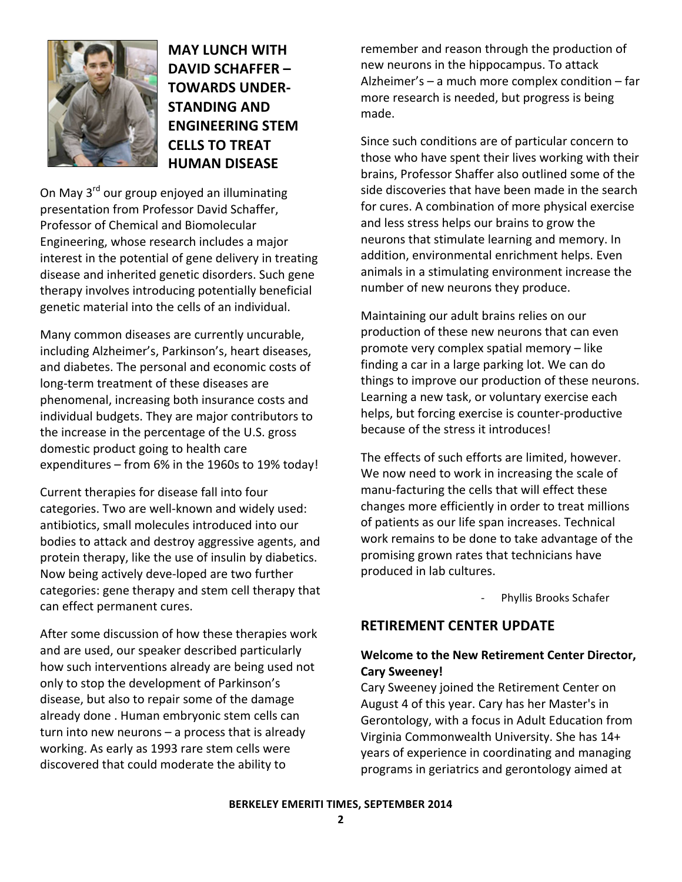## MAY LUNCH WITH DAVID SCHAFFER – TOWARDS UNDER-STANDING AND ENGINEERING STEM CELLS TO TREAT HUMAN DISEASE

On May 3rd our group enjoyed an illuminating presentation from Professor David Schaffer, Professor of Chemical and Biomolecular Engineering, whose research includes a major interest in the potential of gene delivery in treating disease and inherited genetic disorders. Such gene therapy involves introducing potentially beneficial genetic material into the cells of an individual.

Many common diseases are currently uncurable, including Alzheimer's, Parkinson's, heart diseases, and diabetes. The personal and economic costs of long-term treatment of these diseases are phenomenal, increasing both insurance costs and individual budgets. They are major contributors to the increase in the percentage of the U.S. gross domestic product going to health care expenditures – from 6% in the 1960s to 19% today!

Current therapies for disease fall into four categories. Two are well-known and widely used: antibiotics, small molecules introduced into our bodies to attack and destroy aggressive agents, and protein therapy, like the use of insulin by diabetics. Now being actively deve-loped are two further categories: gene therapy and stem cell therapy that can effect permanent cures.

After some discussion of how these therapies work and are used, our speaker described particularly how such interventions already are being used not only to stop the development of Parkinson's disease, but also to repair some of the damage already done . Human embryonic stem cells can turn into new neurons – a process that is already working. As early as 1993 rare stem cells were discovered that could moderate the ability to remember and reason through the production of new neurons in the hippocampus. To attack Alzheimer's – a much more complex condition – far more research is needed, but progress is being made.

Since such conditions are of particular concern to those who have spent their lives working with their brains, Professor Shaffer also outlined some of the side discoveries that have been made in the search for cures. A combination of more physical exercise and less stress helps our brains to grow the neurons that stimulate learning and memory. In addition, environmental enrichment helps. Even animals in a stimulating environment increase the number of new neurons they produce.

Maintaining our adult brains relies on our production of these new neurons that can even promote very complex spatial memory – like finding a car in a large parking lot. We can do things to improve our production of these neurons. Learning a new task, or voluntary exercise each helps, but forcing exercise is counter-productive because of the stress it introduces!

The effects of such efforts are limited, however. We now need to work in increasing the scale of manu-facturing the cells that will effect these changes more efficiently in order to treat millions of patients as our life span increases. Technical work remains to be done to take advantage of the promising grown rates that technicians have produced in lab cultures.

- Phyllis Brooks Schafer

## RETIREMENT CENTER UPDATE

**Welcome to the New Retirement Center Director, Cary Sweeney!**

Cary Sweeney joined the Retirement Center on August 4 of this year. Cary has her Master's in Gerontology, with a focus in Adult Education from Virginia Commonwealth University. She has 14+ years of experience in coordinating and managing programs in geriatrics and gerontology aimed at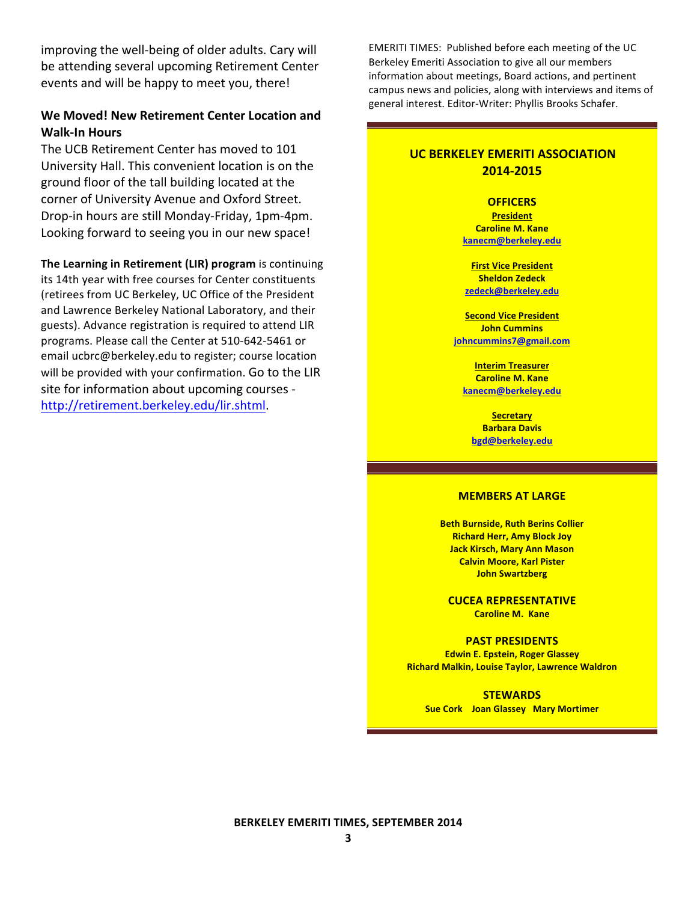improving the well-being of older adults. Cary will be attending several upcoming Retirement Center events and will be happy to meet you, there!

### We Moved! New Retirement Center Location and Walk-In Hours

The UCB Retirement Center has moved to 101 University Hall. This convenient location is on the ground floor of the tall building located at the corner of University Avenue and Oxford Street. Drop-in hours are still Monday-Friday, 1pm-4pm. Looking forward to seeing you in our new space!

**The Learning in Retirement (LIR) program** is continuing its 14th year with free courses for Center constituents (retirees from UC Berkeley, UC Office of the President and Lawrence Berkeley National Laboratory, and their guests). Advance registration is required to attend LIR programs. Please call the Center at 510-642-5461 or email ucbrc@berkeley.edu to register; course location will be provided with your confirmation. Go to the LIR site for information about upcoming courses - http://retirement.berkeley.edu/lir.shtml.

EMERITI TIMES: Published before each meeting of the UC Berkeley Emeriti Association to give all our members information about meetings, Board actions, and pertinent campus news and policies, along with interviews and items of general interest. Editor-Writer: Phyllis Brooks Schafer.

## UC BERKELEY EMERITI ASSOCIATION 2014-2015

### OFFICERS

**President**
**Caroline M. Kane**
kanecm@berkeley.edu

**First Vice President**
**Sheldon Zedeck**
zedeck@berkeley.edu

**Second Vice President**
**John Cummins**
johncummins7@gmail.com

**Interim Treasurer**
**Caroline M. Kane**
kanecm@berkeley.edu

**Secretary**
**Barbara Davis**
bgd@berkeley.edu

### MEMBERS AT LARGE

**Beth Burnside, Ruth Berins Collier**
**Richard Herr, Amy Block Joy**
**Jack Kirsch, Mary Ann Mason**
**Calvin Moore, Karl Pister**
**John Swartzberg**

### CUCEA REPRESENTATIVE

**Caroline M. Kane**

### PAST PRESIDENTS

**Edwin E. Epstein, Roger Glassey**
**Richard Malkin, Louise Taylor, Lawrence Waldron**

### STEWARDS

**Sue Cork Joan Glassey Mary Mortimer**